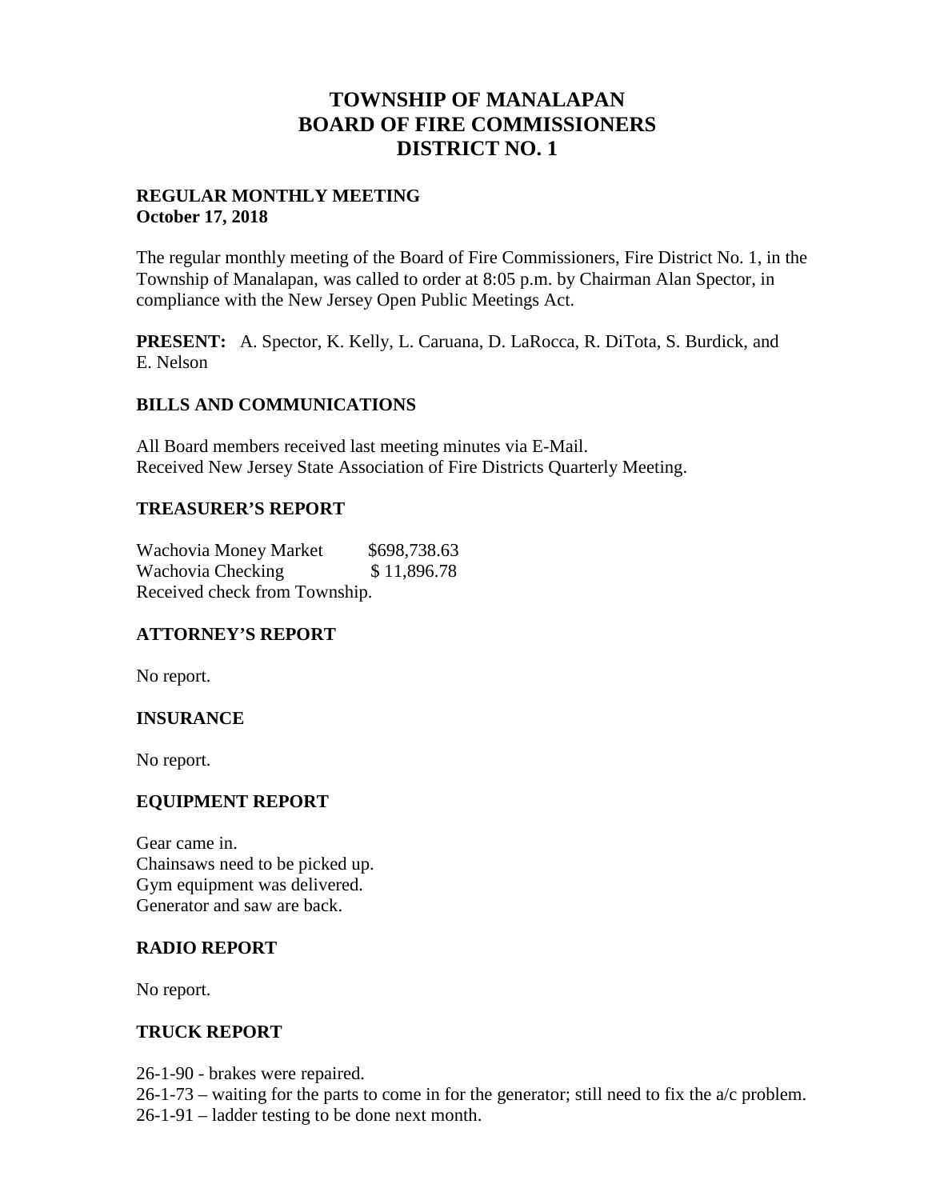# TOWNSHIP OF MANALAPAN
# BOARD OF FIRE COMMISSIONERS
# DISTRICT NO. 1

**REGULAR MONTHLY MEETING**
**October 17, 2018**

The regular monthly meeting of the Board of Fire Commissioners, Fire District No. 1, in the Township of Manalapan, was called to order at 8:05 p.m. by Chairman Alan Spector, in compliance with the New Jersey Open Public Meetings Act.

**PRESENT:** A. Spector, K. Kelly, L. Caruana, D. LaRocca, R. DiTota, S. Burdick, and E. Nelson

## BILLS AND COMMUNICATIONS

All Board members received last meeting minutes via E-Mail.
Received New Jersey State Association of Fire Districts Quarterly Meeting.

## TREASURER'S REPORT

| | |
|---|---|
| Wachovia Money Market | $698,738.63 |
| Wachovia Checking | $ 11,896.78 |

Received check from Township.

## ATTORNEY'S REPORT

No report.

## INSURANCE

No report.

## EQUIPMENT REPORT

Gear came in.
Chainsaws need to be picked up.
Gym equipment was delivered.
Generator and saw are back.

## RADIO REPORT

No report.

## TRUCK REPORT

26-1-90 - brakes were repaired.
26-1-73 – waiting for the parts to come in for the generator; still need to fix the a/c problem.
26-1-91 – ladder testing to be done next month.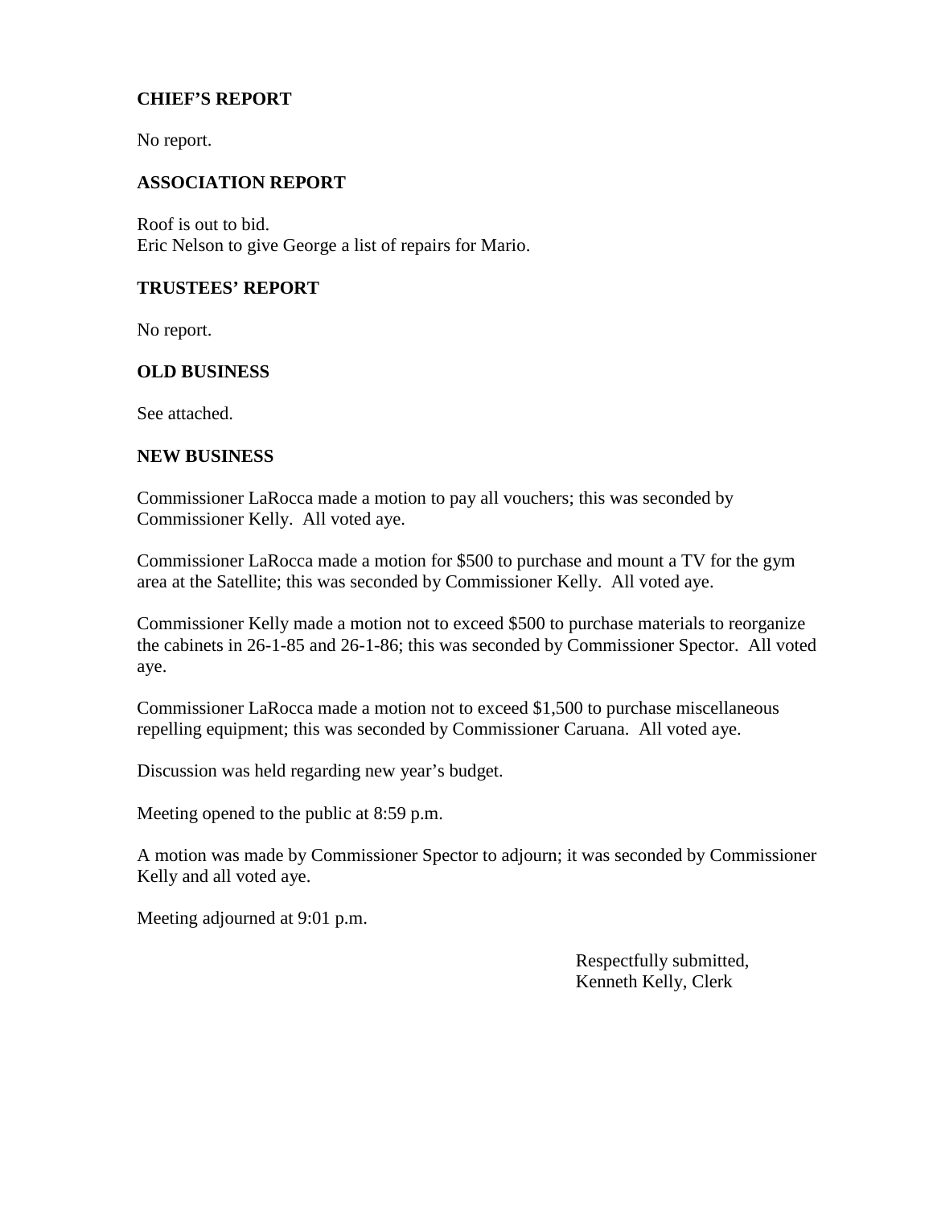## CHIEF'S REPORT

No report.

## ASSOCIATION REPORT

Roof is out to bid.
Eric Nelson to give George a list of repairs for Mario.

## TRUSTEES' REPORT

No report.

## OLD BUSINESS

See attached.

## NEW BUSINESS

Commissioner LaRocca made a motion to pay all vouchers; this was seconded by Commissioner Kelly. All voted aye.

Commissioner LaRocca made a motion for $500 to purchase and mount a TV for the gym area at the Satellite; this was seconded by Commissioner Kelly. All voted aye.

Commissioner Kelly made a motion not to exceed $500 to purchase materials to reorganize the cabinets in 26-1-85 and 26-1-86; this was seconded by Commissioner Spector. All voted aye.

Commissioner LaRocca made a motion not to exceed $1,500 to purchase miscellaneous repelling equipment; this was seconded by Commissioner Caruana. All voted aye.

Discussion was held regarding new year's budget.

Meeting opened to the public at 8:59 p.m.

A motion was made by Commissioner Spector to adjourn; it was seconded by Commissioner Kelly and all voted aye.

Meeting adjourned at 9:01 p.m.

Respectfully submitted,
Kenneth Kelly, Clerk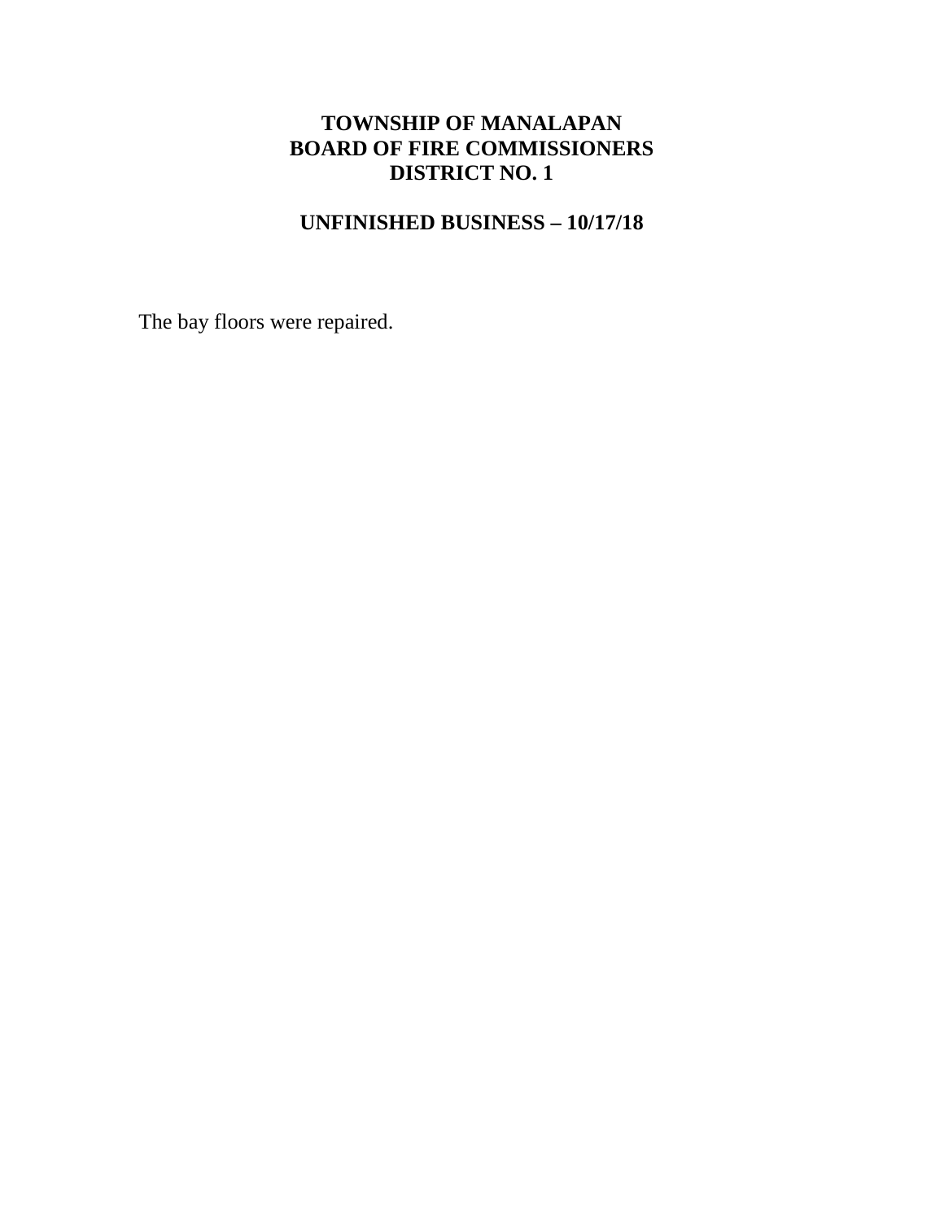# TOWNSHIP OF MANALAPAN
# BOARD OF FIRE COMMISSIONERS
# DISTRICT NO. 1

## UNFINISHED BUSINESS – 10/17/18

The bay floors were repaired.